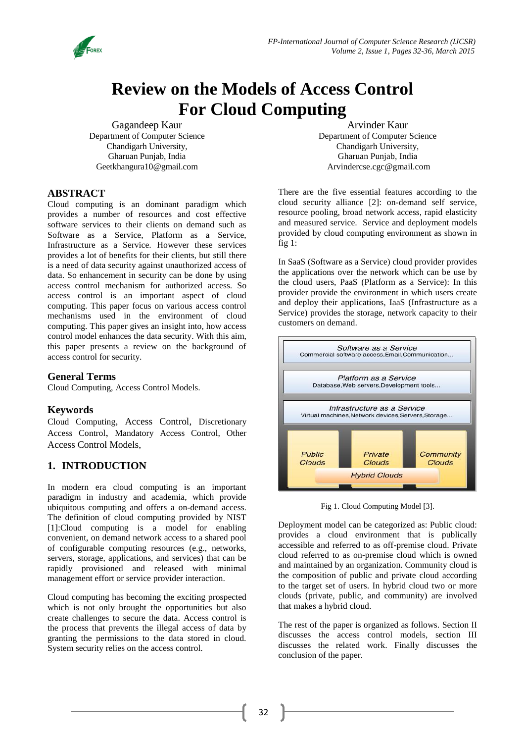# Review on the Models of Access Control For Cloud Computing

Gagandeep Kaur
Department of Computer Science
Chandigarh University,
Gharuan Punjab, India
Geetkhangura10@gmail.com

Arvinder Kaur
Department of Computer Science
Chandigarh University,
Gharuan Punjab, India
Arvindercse.cgc@gmail.com

## ABSTRACT

Cloud computing is an dominant paradigm which provides a number of resources and cost effective software services to their clients on demand such as Software as a Service, Platform as a Service, Infrastructure as a Service. However these services provides a lot of benefits for their clients, but still there is a need of data security against unauthorized access of data. So enhancement in security can be done by using access control mechanism for authorized access. So access control is an important aspect of cloud computing. This paper focus on various access control mechanisms used in the environment of cloud computing. This paper gives an insight into, how access control model enhances the data security. With this aim, this paper presents a review on the background of access control for security.

## General Terms

Cloud Computing, Access Control Models.

## Keywords

Cloud Computing, Access Control, Discretionary Access Control, Mandatory Access Control, Other Access Control Models,

## 1. INTRODUCTION

In modern era cloud computing is an important paradigm in industry and academia, which provide ubiquitous computing and offers a on-demand access. The definition of cloud computing provided by NIST [1]:Cloud computing is a model for enabling convenient, on demand network access to a shared pool of configurable computing resources (e.g., networks, servers, storage, applications, and services) that can be rapidly provisioned and released with minimal management effort or service provider interaction.

Cloud computing has becoming the exciting prospected which is not only brought the opportunities but also create challenges to secure the data. Access control is the process that prevents the illegal access of data by granting the permissions to the data stored in cloud. System security relies on the access control.

There are the five essential features according to the cloud security alliance [2]: on-demand self service, resource pooling, broad network access, rapid elasticity and measured service. Service and deployment models provided by cloud computing environment as shown in fig 1:

In SaaS (Software as a Service) cloud provider provides the applications over the network which can be use by the cloud users, PaaS (Platform as a Service): In this provider provide the environment in which users create and deploy their applications, IaaS (Infrastructure as a Service) provides the storage, network capacity to their customers on demand.

Software as a Service
Commercial software access,Email,Communication...

Platform as a Service
Database,Web servers,Development tools...

Infrastructure as a Service
Virtual machines,Network devices,Servers,Storage...

Public Clouds | Private Clouds | Community Clouds
Hybrid Clouds

Fig 1. Cloud Computing Model [3].

Deployment model can be categorized as: Public cloud: provides a cloud environment that is publically accessible and referred to as off-premise cloud. Private cloud referred to as on-premise cloud which is owned and maintained by an organization. Community cloud is the composition of public and private cloud according to the target set of users. In hybrid cloud two or more clouds (private, public, and community) are involved that makes a hybrid cloud.

The rest of the paper is organized as follows. Section II discusses the access control models, section III discusses the related work. Finally discusses the conclusion of the paper.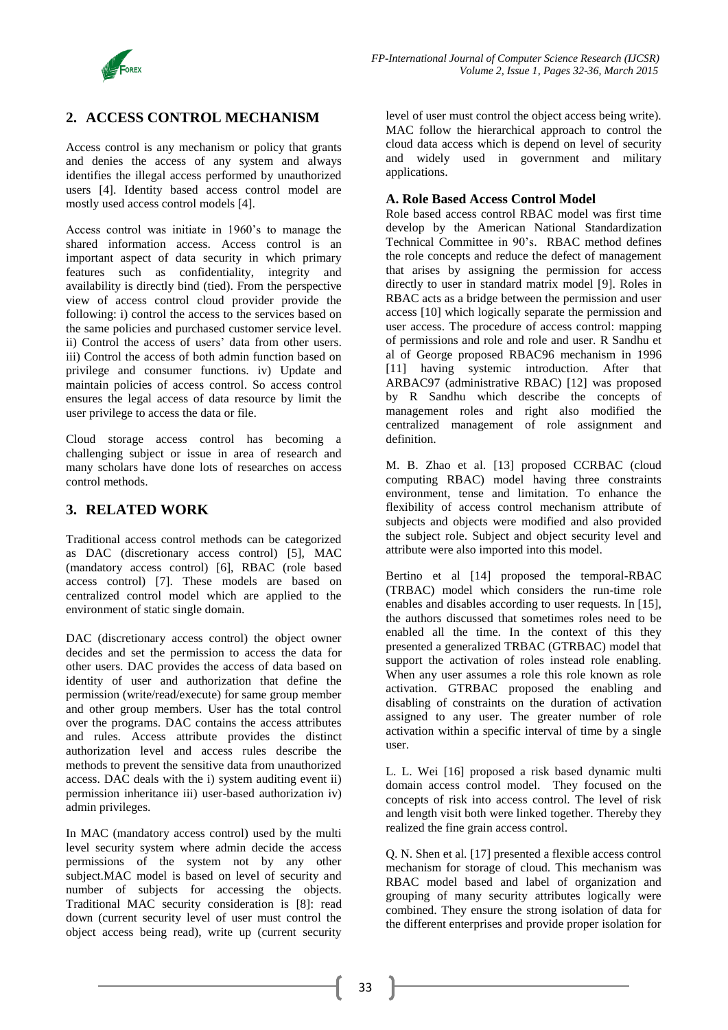## 2. ACCESS CONTROL MECHANISM

Access control is any mechanism or policy that grants and denies the access of any system and always identifies the illegal access performed by unauthorized users [4]. Identity based access control model are mostly used access control models [4].

Access control was initiate in 1960's to manage the shared information access. Access control is an important aspect of data security in which primary features such as confidentiality, integrity and availability is directly bind (tied). From the perspective view of access control cloud provider provide the following: i) control the access to the services based on the same policies and purchased customer service level. ii) Control the access of users' data from other users. iii) Control the access of both admin function based on privilege and consumer functions. iv) Update and maintain policies of access control. So access control ensures the legal access of data resource by limit the user privilege to access the data or file.

Cloud storage access control has becoming a challenging subject or issue in area of research and many scholars have done lots of researches on access control methods.

## 3. RELATED WORK

Traditional access control methods can be categorized as DAC (discretionary access control) [5], MAC (mandatory access control) [6], RBAC (role based access control) [7]. These models are based on centralized control model which are applied to the environment of static single domain.

DAC (discretionary access control) the object owner decides and set the permission to access the data for other users. DAC provides the access of data based on identity of user and authorization that define the permission (write/read/execute) for same group member and other group members. User has the total control over the programs. DAC contains the access attributes and rules. Access attribute provides the distinct authorization level and access rules describe the methods to prevent the sensitive data from unauthorized access. DAC deals with the i) system auditing event ii) permission inheritance iii) user-based authorization iv) admin privileges.

In MAC (mandatory access control) used by the multi level security system where admin decide the access permissions of the system not by any other subject.MAC model is based on level of security and number of subjects for accessing the objects. Traditional MAC security consideration is [8]: read down (current security level of user must control the object access being read), write up (current security level of user must control the object access being write). MAC follow the hierarchical approach to control the cloud data access which is depend on level of security and widely used in government and military applications.

### A. Role Based Access Control Model

Role based access control RBAC model was first time develop by the American National Standardization Technical Committee in 90's. RBAC method defines the role concepts and reduce the defect of management that arises by assigning the permission for access directly to user in standard matrix model [9]. Roles in RBAC acts as a bridge between the permission and user access [10] which logically separate the permission and user access. The procedure of access control: mapping of permissions and role and role and user. R Sandhu et al of George proposed RBAC96 mechanism in 1996 [11] having systemic introduction. After that ARBAC97 (administrative RBAC) [12] was proposed by R Sandhu which describe the concepts of management roles and right also modified the centralized management of role assignment and definition.

M. B. Zhao et al. [13] proposed CCRBAC (cloud computing RBAC) model having three constraints environment, tense and limitation. To enhance the flexibility of access control mechanism attribute of subjects and objects were modified and also provided the subject role. Subject and object security level and attribute were also imported into this model.

Bertino et al [14] proposed the temporal-RBAC (TRBAC) model which considers the run-time role enables and disables according to user requests. In [15], the authors discussed that sometimes roles need to be enabled all the time. In the context of this they presented a generalized TRBAC (GTRBAC) model that support the activation of roles instead role enabling. When any user assumes a role this role known as role activation. GTRBAC proposed the enabling and disabling of constraints on the duration of activation assigned to any user. The greater number of role activation within a specific interval of time by a single user.

L. L. Wei [16] proposed a risk based dynamic multi domain access control model. They focused on the concepts of risk into access control. The level of risk and length visit both were linked together. Thereby they realized the fine grain access control.

Q. N. Shen et al. [17] presented a flexible access control mechanism for storage of cloud. This mechanism was RBAC model based and label of organization and grouping of many security attributes logically were combined. They ensure the strong isolation of data for the different enterprises and provide proper isolation for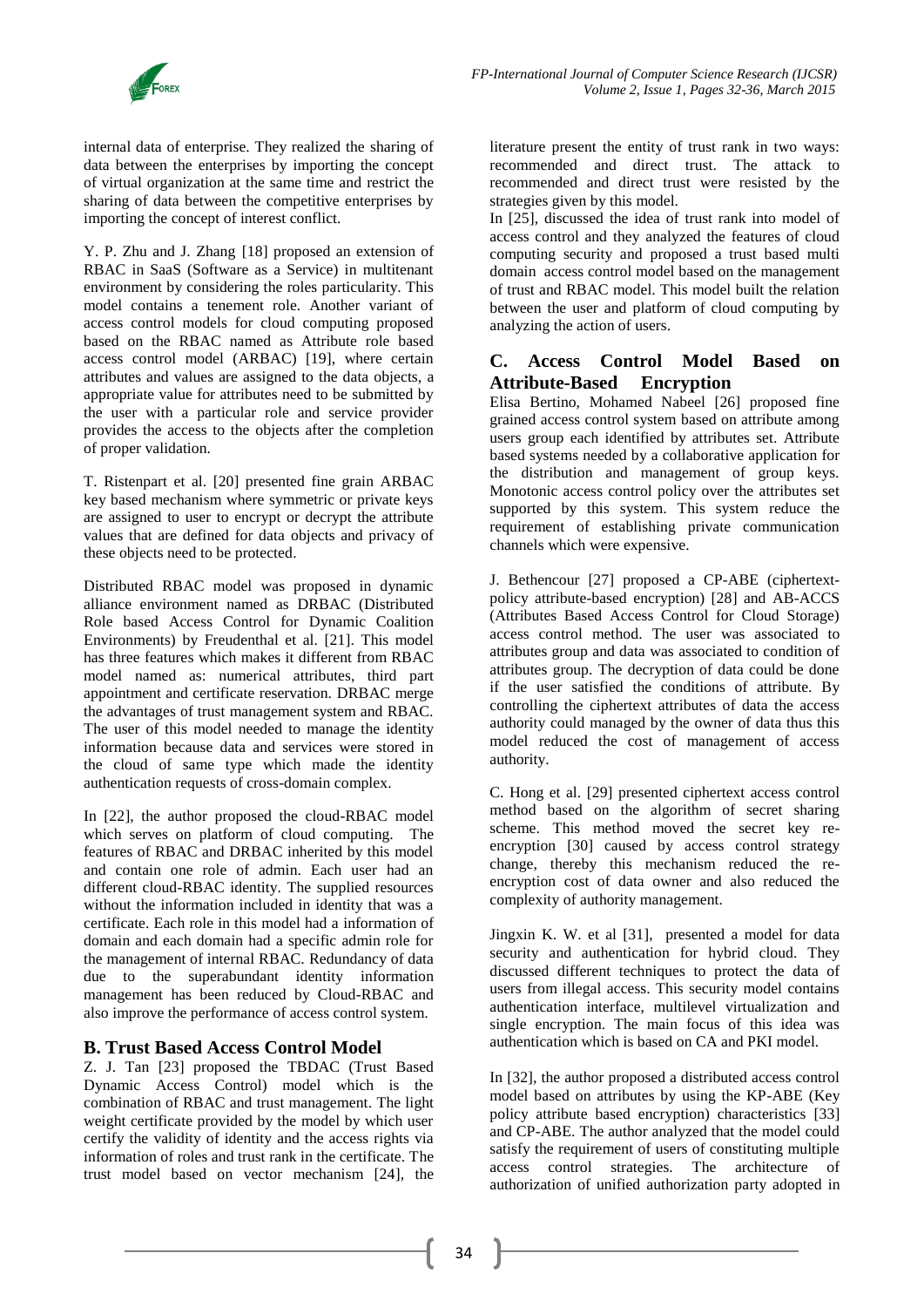internal data of enterprise. They realized the sharing of data between the enterprises by importing the concept of virtual organization at the same time and restrict the sharing of data between the competitive enterprises by importing the concept of interest conflict.

Y. P. Zhu and J. Zhang [18] proposed an extension of RBAC in SaaS (Software as a Service) in multitenant environment by considering the roles particularity. This model contains a tenement role. Another variant of access control models for cloud computing proposed based on the RBAC named as Attribute role based access control model (ARBAC) [19], where certain attributes and values are assigned to the data objects, a appropriate value for attributes need to be submitted by the user with a particular role and service provider provides the access to the objects after the completion of proper validation.

T. Ristenpart et al. [20] presented fine grain ARBAC key based mechanism where symmetric or private keys are assigned to user to encrypt or decrypt the attribute values that are defined for data objects and privacy of these objects need to be protected.

Distributed RBAC model was proposed in dynamic alliance environment named as DRBAC (Distributed Role based Access Control for Dynamic Coalition Environments) by Freudenthal et al. [21]. This model has three features which makes it different from RBAC model named as: numerical attributes, third part appointment and certificate reservation. DRBAC merge the advantages of trust management system and RBAC. The user of this model needed to manage the identity information because data and services were stored in the cloud of same type which made the identity authentication requests of cross-domain complex.

In [22], the author proposed the cloud-RBAC model which serves on platform of cloud computing. The features of RBAC and DRBAC inherited by this model and contain one role of admin. Each user had an different cloud-RBAC identity. The supplied resources without the information included in identity that was a certificate. Each role in this model had a information of domain and each domain had a specific admin role for the management of internal RBAC. Redundancy of data due to the superabundant identity information management has been reduced by Cloud-RBAC and also improve the performance of access control system.

## B. Trust Based Access Control Model

Z. J. Tan [23] proposed the TBDAC (Trust Based Dynamic Access Control) model which is the combination of RBAC and trust management. The light weight certificate provided by the model by which user certify the validity of identity and the access rights via information of roles and trust rank in the certificate. The trust model based on vector mechanism [24], the literature present the entity of trust rank in two ways: recommended and direct trust. The attack to recommended and direct trust were resisted by the strategies given by this model.

In [25], discussed the idea of trust rank into model of access control and they analyzed the features of cloud computing security and proposed a trust based multi domain access control model based on the management of trust and RBAC model. This model built the relation between the user and platform of cloud computing by analyzing the action of users.

## C. Access Control Model Based on Attribute-Based Encryption

Elisa Bertino, Mohamed Nabeel [26] proposed fine grained access control system based on attribute among users group each identified by attributes set. Attribute based systems needed by a collaborative application for the distribution and management of group keys. Monotonic access control policy over the attributes set supported by this system. This system reduce the requirement of establishing private communication channels which were expensive.

J. Bethencour [27] proposed a CP-ABE (ciphertext-policy attribute-based encryption) [28] and AB-ACCS (Attributes Based Access Control for Cloud Storage) access control method. The user was associated to attributes group and data was associated to condition of attributes group. The decryption of data could be done if the user satisfied the conditions of attribute. By controlling the ciphertext attributes of data the access authority could managed by the owner of data thus this model reduced the cost of management of access authority.

C. Hong et al. [29] presented ciphertext access control method based on the algorithm of secret sharing scheme. This method moved the secret key re-encryption [30] caused by access control strategy change, thereby this mechanism reduced the re-encryption cost of data owner and also reduced the complexity of authority management.

Jingxin K. W. et al [31], presented a model for data security and authentication for hybrid cloud. They discussed different techniques to protect the data of users from illegal access. This security model contains authentication interface, multilevel virtualization and single encryption. The main focus of this idea was authentication which is based on CA and PKI model.

In [32], the author proposed a distributed access control model based on attributes by using the KP-ABE (Key policy attribute based encryption) characteristics [33] and CP-ABE. The author analyzed that the model could satisfy the requirement of users of constituting multiple access control strategies. The architecture of authorization of unified authorization party adopted in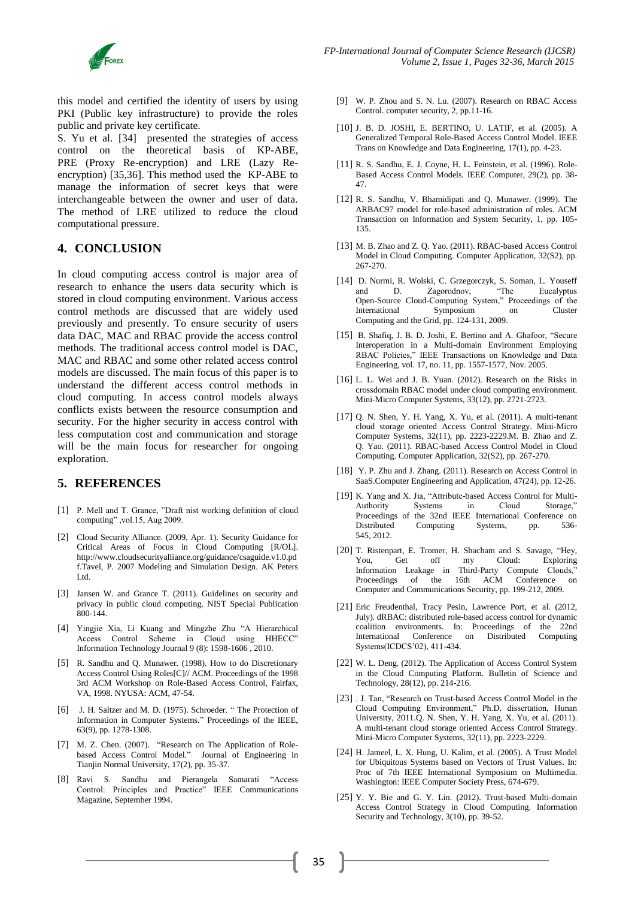this model and certified the identity of users by using PKI (Public key infrastructure) to provide the roles public and private key certificate.

S. Yu et al. [34] presented the strategies of access control on the theoretical basis of KP-ABE, PRE (Proxy Re-encryption) and LRE (Lazy Re-encryption) [35,36]. This method used the KP-ABE to manage the information of secret keys that were interchangeable between the owner and user of data. The method of LRE utilized to reduce the cloud computational pressure.

## 4. CONCLUSION

In cloud computing access control is major area of research to enhance the users data security which is stored in cloud computing environment. Various access control methods are discussed that are widely used previously and presently. To ensure security of users data DAC, MAC and RBAC provide the access control methods. The traditional access control model is DAC, MAC and RBAC and some other related access control models are discussed. The main focus of this paper is to understand the different access control methods in cloud computing. In access control models always conflicts exists between the resource consumption and security. For the higher security in access control with less computation cost and communication and storage will be the main focus for researcher for ongoing exploration.

## 5. REFERENCES

[1] P. Mell and T. Grance, "Draft nist working definition of cloud computing" ,vol.15, Aug 2009.

[2] Cloud Security Alliance. (2009, Apr. 1). Security Guidance for Critical Areas of Focus in Cloud Computing [R/OL]. http://www.cloudsecurityalliance.org/guidance/csaguide.v1.0.pdf.Tavel, P. 2007 Modeling and Simulation Design. AK Peters Ltd.

[3] Jansen W. and Grance T. (2011). Guidelines on security and privacy in public cloud computing. NIST Special Publication 800-144.

[4] Yingjie Xia, Li Kuang and Mingzhe Zhu "A Hierarchical Access Control Scheme in Cloud using HHECC" Information Technology Journal 9 (8): 1598-1606 , 2010.

[5] R. Sandhu and Q. Munawer. (1998). How to do Discretionary Access Control Using Roles[C]// ACM. Proceedings of the 1998 3rd ACM Workshop on Role-Based Access Control, Fairfax, VA, 1998. NYUSA: ACM, 47-54.

[6] J. H. Saltzer and M. D. (1975). Schroeder. " The Protection of Information in Computer Systems." Proceedings of the IEEE, 63(9), pp. 1278-1308.

[7] M. Z. Chen. (2007). "Research on The Application of Role-based Access Control Model." Journal of Engineering in Tianjin Normal University, 17(2), pp. 35-37.

[8] Ravi S. Sandhu and Pierangela Samarati "Access Control: Principles and Practice" IEEE Communications Magazine, September 1994.

[9] W. P. Zhou and S. N. Lu. (2007). Research on RBAC Access Control. computer security, 2, pp.11-16.

[10] J. B. D. JOSHI, E. BERTINO, U. LATIF, et al. (2005). A Generalized Temporal Role-Based Access Control Model. IEEE Trans on Knowledge and Data Engineering, 17(1), pp. 4-23.

[11] R. S. Sandhu, E. J. Coyne, H. L. Feinstein, et al. (1996). Role-Based Access Control Models. IEEE Computer, 29(2), pp. 38-47.

[12] R. S. Sandhu, V. Bhamidipati and Q. Munawer. (1999). The ARBAC97 model for role-based administration of roles. ACM Transaction on Information and System Security, 1, pp. 105-135.

[13] M. B. Zhao and Z. Q. Yao. (2011). RBAC-based Access Control Model in Cloud Computing. Computer Application, 32(S2), pp. 267-270.

[14] D. Nurmi, R. Wolski, C. Grzegorczyk, S. Soman, L. Youseff and D. Zagorodnov, "The Eucalyptus Open-Source Cloud-Computing System," Proceedings of the International Symposium on Cluster Computing and the Grid, pp. 124-131, 2009.

[15] B. Shafiq, J. B. D. Joshi, E. Bertino and A. Ghafoor, "Secure Interoperation in a Multi-domain Environment Employing RBAC Policies," IEEE Transactions on Knowledge and Data Engineering, vol. 17, no. 11, pp. 1557-1577, Nov. 2005.

[16] L. L. Wei and J. B. Yuan. (2012). Research on the Risks in crossdomain RBAC model under cloud computing environment. Mini-Micro Computer Systems, 33(12), pp. 2721-2723.

[17] Q. N. Shen, Y. H. Yang, X. Yu, et al. (2011). A multi-tenant cloud storage oriented Access Control Strategy. Mini-Micro Computer Systems, 32(11), pp. 2223-2229.M. B. Zhao and Z. Q. Yao. (2011). RBAC-based Access Control Model in Cloud Computing. Computer Application, 32(S2), pp. 267-270.

[18] Y. P. Zhu and J. Zhang. (2011). Research on Access Control in SaaS.Computer Engineering and Application, 47(24), pp. 12-26.

[19] K. Yang and X. Jia, "Attribute-based Access Control for Multi-Authority Systems in Cloud Storage," Proceedings of the 32nd IEEE International Conference on Distributed Computing Systems, pp. 536-545, 2012.

[20] T. Ristenpart, E. Tromer, H. Shacham and S. Savage, "Hey, You, Get off my Cloud: Exploring Information Leakage in Third-Party Compute Clouds," Proceedings of the 16th ACM Conference on Computer and Communications Security, pp. 199-212, 2009.

[21] Eric Freudenthal, Tracy Pesin, Lawrence Port, et al. (2012, July). dRBAC: distributed role-based access control for dynamic coalition environments. In: Proceedings of the 22nd International Conference on Distributed Computing Systems(ICDCS'02), 411-434.

[22] W. L. Deng. (2012). The Application of Access Control System in the Cloud Computing Platform. Bulletin of Science and Technology, 28(12), pp. 214-216.

[23] . J. Tan, "Research on Trust-based Access Control Model in the Cloud Computing Environment," Ph.D. dissertation, Hunan University, 2011.Q. N. Shen, Y. H. Yang, X. Yu, et al. (2011). A multi-tenant cloud storage oriented Access Control Strategy. Mini-Micro Computer Systems, 32(11), pp. 2223-2229.

[24] H. Jameel, L. X. Hung, U. Kalim, et al. (2005). A Trust Model for Ubiquitous Systems based on Vectors of Trust Values. In: Proc of 7th IEEE International Symposium on Multimedia. Washington: IEEE Computer Society Press, 674-679.

[25] Y. Y. Bie and G. Y. Lin. (2012). Trust-based Multi-domain Access Control Strategy in Cloud Computing. Information Security and Technology, 3(10), pp. 39-52.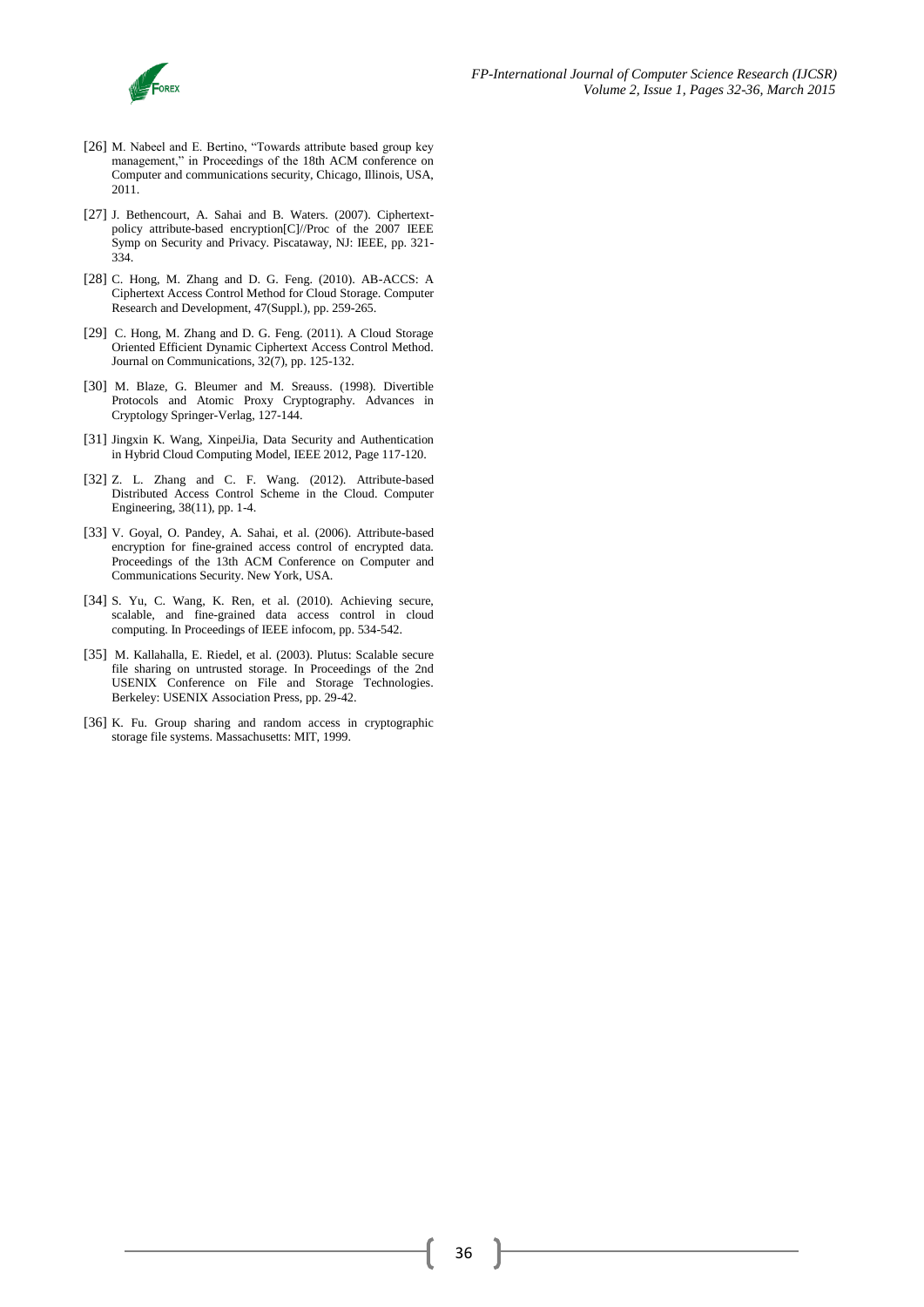[26] M. Nabeel and E. Bertino, "Towards attribute based group key management," in Proceedings of the 18th ACM conference on Computer and communications security, Chicago, Illinois, USA, 2011.

[27] J. Bethencourt, A. Sahai and B. Waters. (2007). Ciphertext-policy attribute-based encryption[C]//Proc of the 2007 IEEE Symp on Security and Privacy. Piscataway, NJ: IEEE, pp. 321-334.

[28] C. Hong, M. Zhang and D. G. Feng. (2010). AB-ACCS: A Ciphertext Access Control Method for Cloud Storage. Computer Research and Development, 47(Suppl.), pp. 259-265.

[29] C. Hong, M. Zhang and D. G. Feng. (2011). A Cloud Storage Oriented Efficient Dynamic Ciphertext Access Control Method. Journal on Communications, 32(7), pp. 125-132.

[30] M. Blaze, G. Bleumer and M. Sreauss. (1998). Divertible Protocols and Atomic Proxy Cryptography. Advances in Cryptology Springer-Verlag, 127-144.

[31] Jingxin K. Wang, XinpeiJia, Data Security and Authentication in Hybrid Cloud Computing Model, IEEE 2012, Page 117-120.

[32] Z. L. Zhang and C. F. Wang. (2012). Attribute-based Distributed Access Control Scheme in the Cloud. Computer Engineering, 38(11), pp. 1-4.

[33] V. Goyal, O. Pandey, A. Sahai, et al. (2006). Attribute-based encryption for fine-grained access control of encrypted data. Proceedings of the 13th ACM Conference on Computer and Communications Security. New York, USA.

[34] S. Yu, C. Wang, K. Ren, et al. (2010). Achieving secure, scalable, and fine-grained data access control in cloud computing. In Proceedings of IEEE infocom, pp. 534-542.

[35] M. Kallahalla, E. Riedel, et al. (2003). Plutus: Scalable secure file sharing on untrusted storage. In Proceedings of the 2nd USENIX Conference on File and Storage Technologies. Berkeley: USENIX Association Press, pp. 29-42.

[36] K. Fu. Group sharing and random access in cryptographic storage file systems. Massachusetts: MIT, 1999.